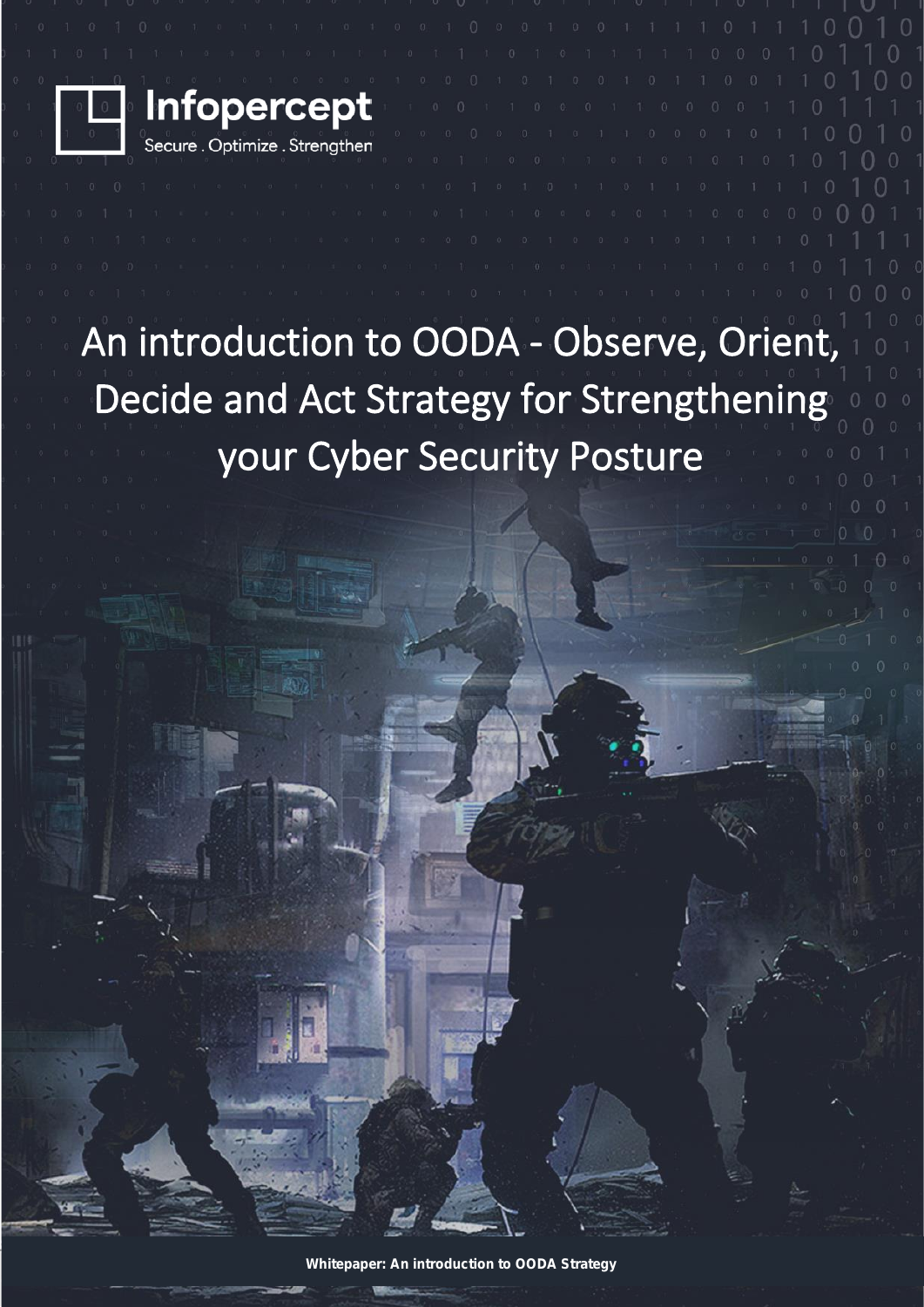Infopercept

Secure . Optimize . Strengthen

# An introduction to OODA - Observe, Orient, Decide and Act Strategy for Strengthening your Cyber Security Posture

**Whitepaper: An introduction to OODA Strategy**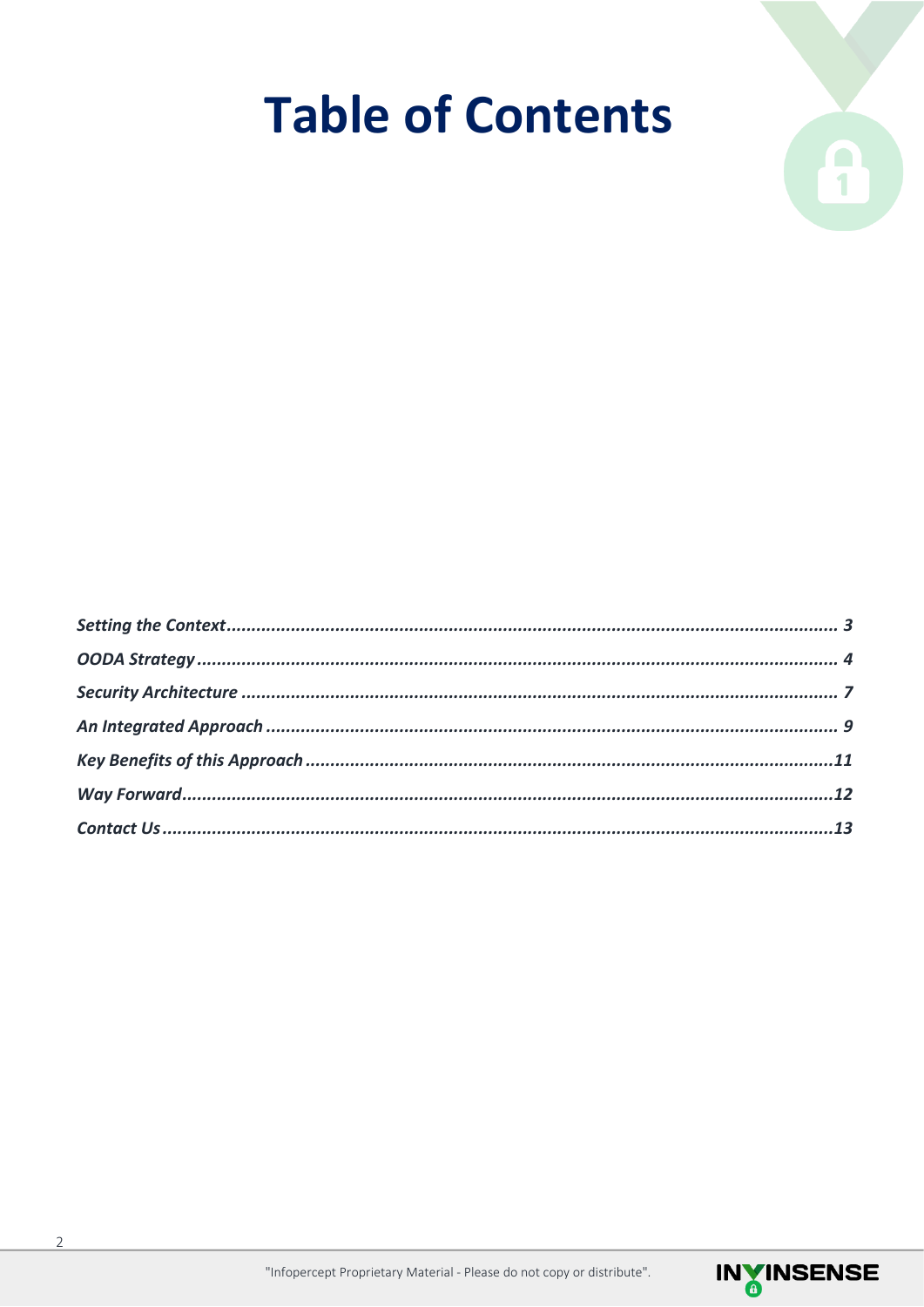# Table of Contents

*Setting the Context* ........................................................................................................ *3*

*OODA Strategy* ................................................................................................................ *4*

*Security Architecture* ..................................................................................................... *7*

*An Integrated Approach* ................................................................................................. *9*

*Key Benefits of this Approach* ......................................................................................*11*

*Way Forward*..................................................................................................................*12*

*Contact Us*.......................................................................................................................*13*

"Infopercept Proprietary Material - Please do not copy or distribute".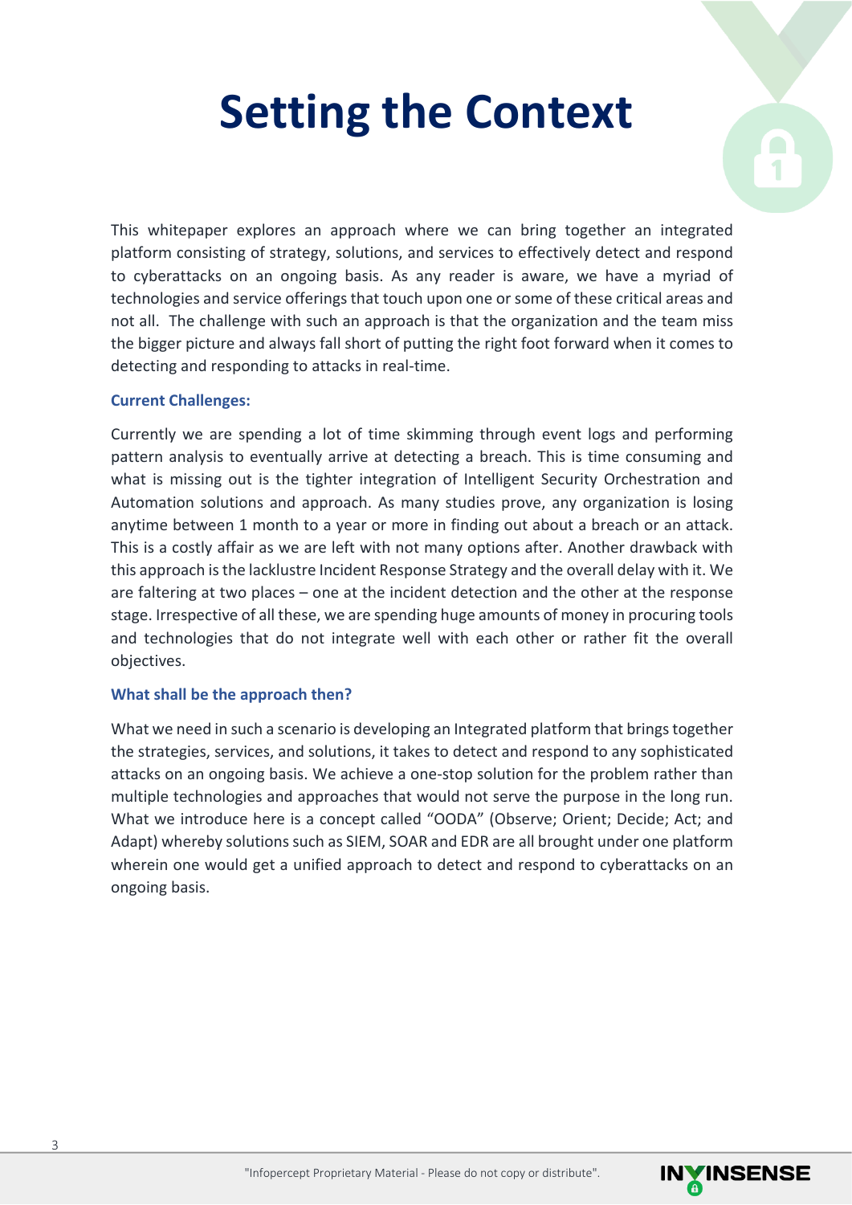# Setting the Context

This whitepaper explores an approach where we can bring together an integrated platform consisting of strategy, solutions, and services to effectively detect and respond to cyberattacks on an ongoing basis. As any reader is aware, we have a myriad of technologies and service offerings that touch upon one or some of these critical areas and not all. The challenge with such an approach is that the organization and the team miss the bigger picture and always fall short of putting the right foot forward when it comes to detecting and responding to attacks in real-time.

### Current Challenges:

Currently we are spending a lot of time skimming through event logs and performing pattern analysis to eventually arrive at detecting a breach. This is time consuming and what is missing out is the tighter integration of Intelligent Security Orchestration and Automation solutions and approach. As many studies prove, any organization is losing anytime between 1 month to a year or more in finding out about a breach or an attack. This is a costly affair as we are left with not many options after. Another drawback with this approach is the lacklustre Incident Response Strategy and the overall delay with it. We are faltering at two places – one at the incident detection and the other at the response stage. Irrespective of all these, we are spending huge amounts of money in procuring tools and technologies that do not integrate well with each other or rather fit the overall objectives.

### What shall be the approach then?

What we need in such a scenario is developing an Integrated platform that brings together the strategies, services, and solutions, it takes to detect and respond to any sophisticated attacks on an ongoing basis. We achieve a one-stop solution for the problem rather than multiple technologies and approaches that would not serve the purpose in the long run. What we introduce here is a concept called "OODA" (Observe; Orient; Decide; Act; and Adapt) whereby solutions such as SIEM, SOAR and EDR are all brought under one platform wherein one would get a unified approach to detect and respond to cyberattacks on an ongoing basis.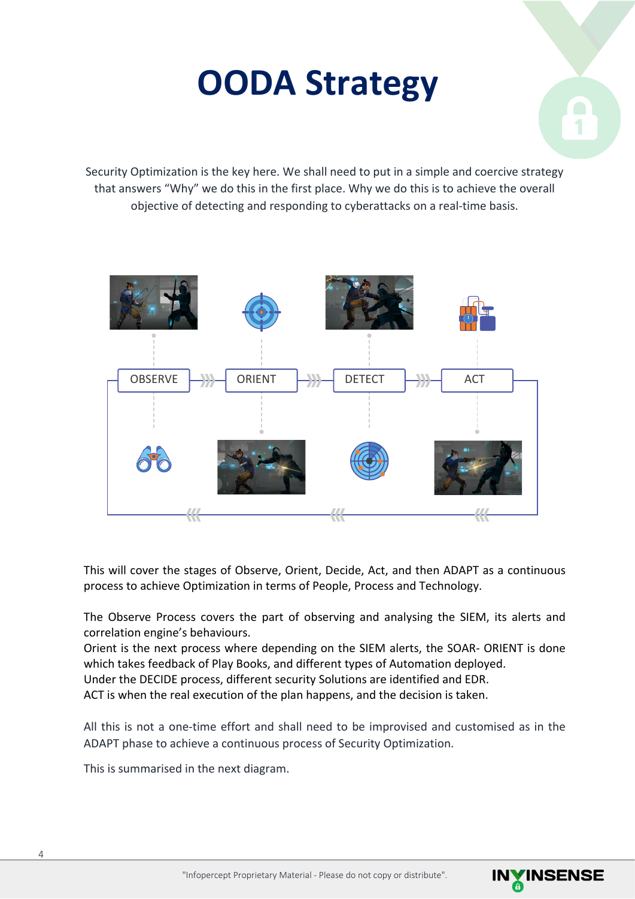# OODA Strategy

Security Optimization is the key here. We shall need to put in a simple and coercive strategy that answers "Why" we do this in the first place. Why we do this is to achieve the overall objective of detecting and responding to cyberattacks on a real-time basis.

OBSERVE → ORIENT → DETECT → ACT

This will cover the stages of Observe, Orient, Decide, Act, and then ADAPT as a continuous process to achieve Optimization in terms of People, Process and Technology.

The Observe Process covers the part of observing and analysing the SIEM, its alerts and correlation engine's behaviours.
Orient is the next process where depending on the SIEM alerts, the SOAR- ORIENT is done which takes feedback of Play Books, and different types of Automation deployed.
Under the DECIDE process, different security Solutions are identified and EDR.
ACT is when the real execution of the plan happens, and the decision is taken.

All this is not a one-time effort and shall need to be improvised and customised as in the ADAPT phase to achieve a continuous process of Security Optimization.

This is summarised in the next diagram.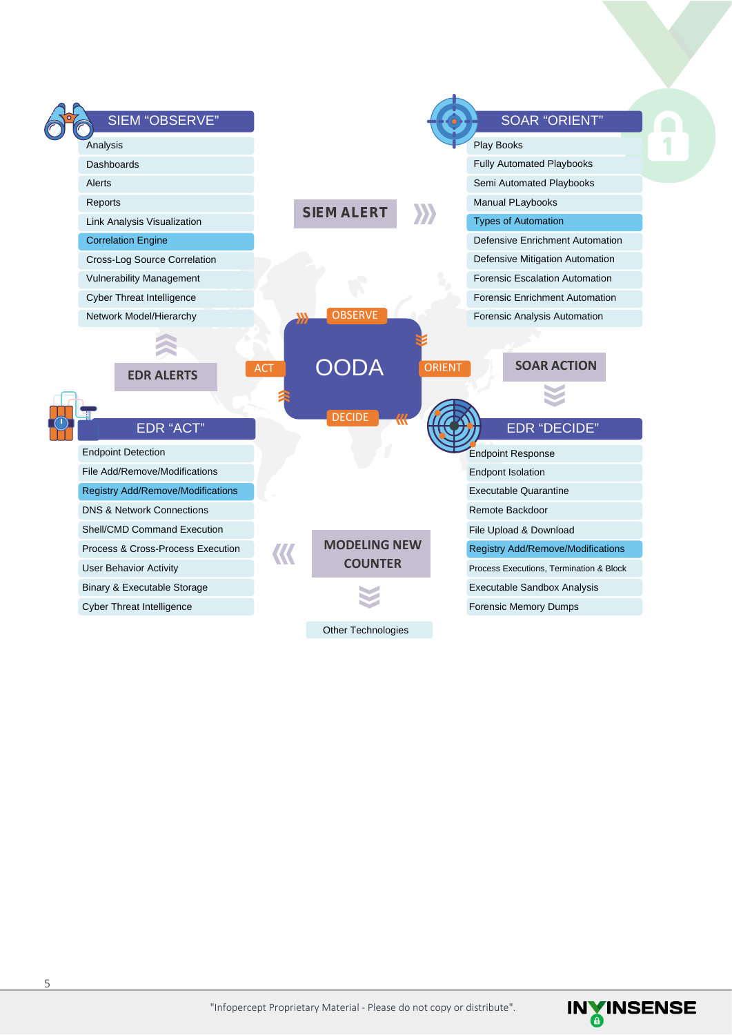## SIEM "OBSERVE"

- Analysis
- Dashboards
- Alerts
- Reports
- Link Analysis Visualization
- Correlation Engine
- Cross-Log Source Correlation
- Vulnerability Management
- Cyber Threat Intelligence
- Network Model/Hierarchy

**SIEM ALERT**

## SOAR "ORIENT"

- Play Books
- Fully Automated Playbooks
- Semi Automated Playbooks
- Manual PLaybooks
- Types of Automation
- Defensive Enrichment Automation
- Defensive Mitigation Automation
- Forensic Escalation Automation
- Forensic Enrichment Automation
- Forensic Analysis Automation

**EDR ALERTS**

**OODA** — OBSERVE, ORIENT, DECIDE, ACT

**SOAR ACTION**

## EDR "ACT"

- Endpoint Detection
- File Add/Remove/Modifications
- Registry Add/Remove/Modifications
- DNS & Network Connections
- Shell/CMD Command Execution
- Process & Cross-Process Execution
- User Behavior Activity
- Binary & Executable Storage
- Cyber Threat Intelligence

## EDR "DECIDE"

- Endpoint Response
- Endpont Isolation
- Executable Quarantine
- Remote Backdoor
- File Upload & Download
- Registry Add/Remove/Modifications
- Process Executions, Termination & Block
- Executable Sandbox Analysis
- Forensic Memory Dumps

**MODELING NEW COUNTER**

Other Technologies

"Infopercept Proprietary Material - Please do not copy or distribute".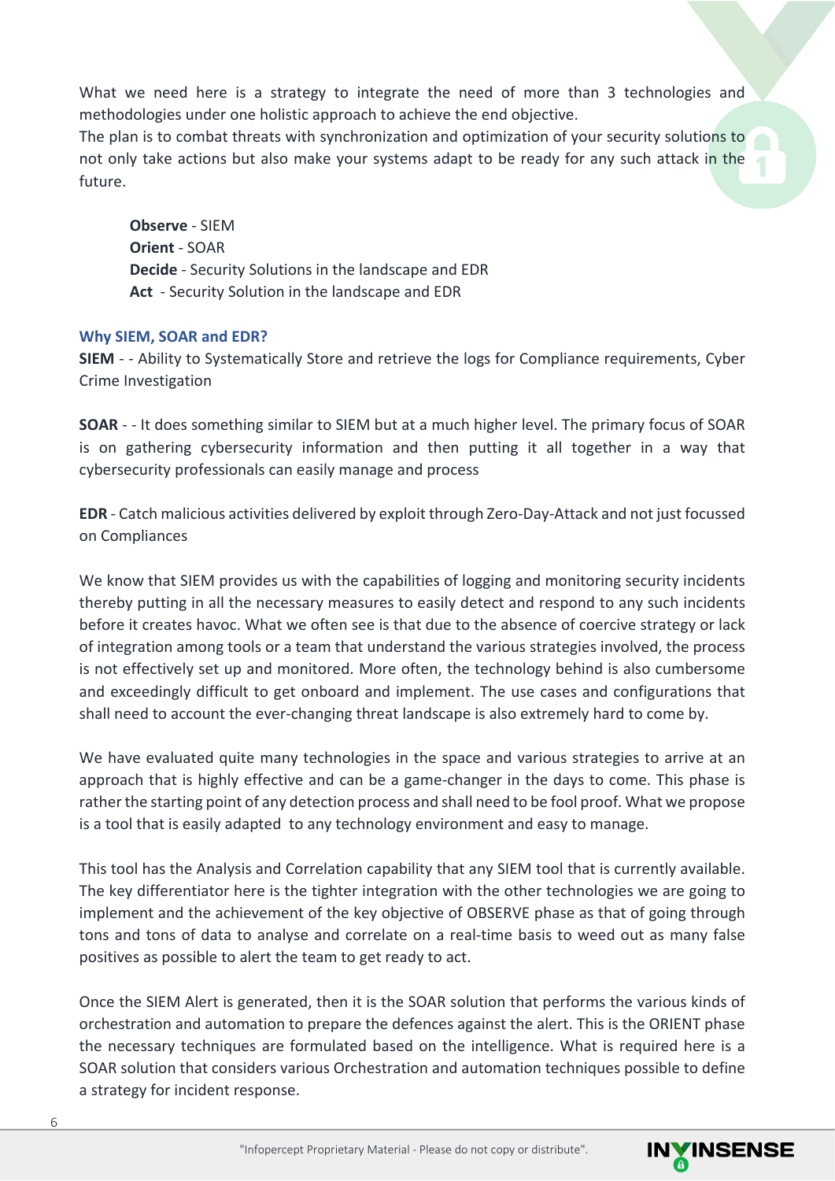What we need here is a strategy to integrate the need of more than 3 technologies and methodologies under one holistic approach to achieve the end objective.
The plan is to combat threats with synchronization and optimization of your security solutions to not only take actions but also make your systems adapt to be ready for any such attack in the future.

> **Observe** - SIEM
> **Orient** - SOAR
> **Decide** - Security Solutions in the landscape and EDR
> **Act** - Security Solution in the landscape and EDR

### Why SIEM, SOAR and EDR?

**SIEM** - - Ability to Systematically Store and retrieve the logs for Compliance requirements, Cyber Crime Investigation

**SOAR** - - It does something similar to SIEM but at a much higher level. The primary focus of SOAR is on gathering cybersecurity information and then putting it all together in a way that cybersecurity professionals can easily manage and process

**EDR** - Catch malicious activities delivered by exploit through Zero-Day-Attack and not just focussed on Compliances

We know that SIEM provides us with the capabilities of logging and monitoring security incidents thereby putting in all the necessary measures to easily detect and respond to any such incidents before it creates havoc. What we often see is that due to the absence of coercive strategy or lack of integration among tools or a team that understand the various strategies involved, the process is not effectively set up and monitored. More often, the technology behind is also cumbersome and exceedingly difficult to get onboard and implement. The use cases and configurations that shall need to account the ever-changing threat landscape is also extremely hard to come by.

We have evaluated quite many technologies in the space and various strategies to arrive at an approach that is highly effective and can be a game-changer in the days to come. This phase is rather the starting point of any detection process and shall need to be fool proof. What we propose is a tool that is easily adapted to any technology environment and easy to manage.

This tool has the Analysis and Correlation capability that any SIEM tool that is currently available. The key differentiator here is the tighter integration with the other technologies we are going to implement and the achievement of the key objective of OBSERVE phase as that of going through tons and tons of data to analyse and correlate on a real-time basis to weed out as many false positives as possible to alert the team to get ready to act.

Once the SIEM Alert is generated, then it is the SOAR solution that performs the various kinds of orchestration and automation to prepare the defences against the alert. This is the ORIENT phase the necessary techniques are formulated based on the intelligence. What is required here is a SOAR solution that considers various Orchestration and automation techniques possible to define a strategy for incident response.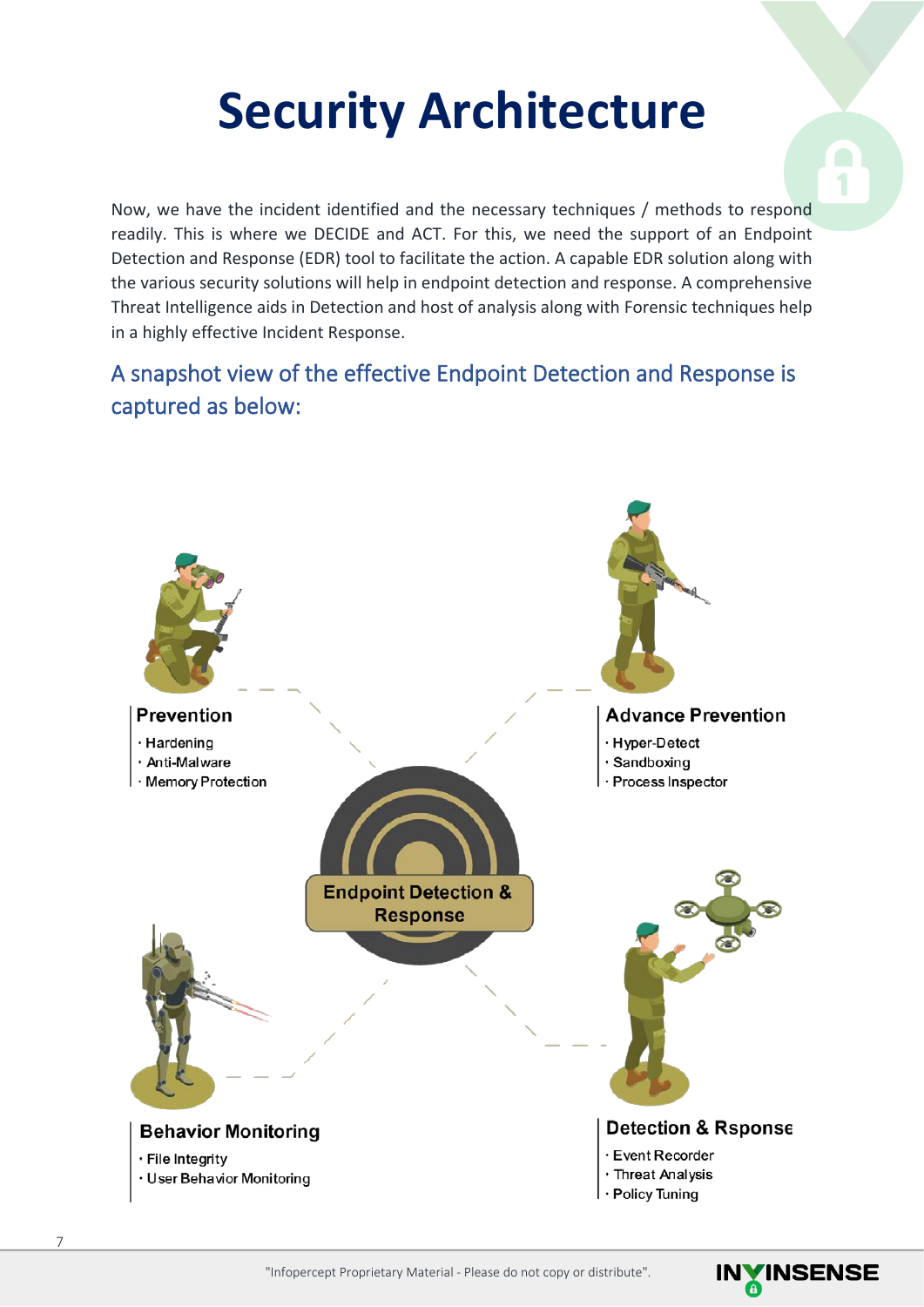# Security Architecture

Now, we have the incident identified and the necessary techniques / methods to respond readily. This is where we DECIDE and ACT. For this, we need the support of an Endpoint Detection and Response (EDR) tool to facilitate the action. A capable EDR solution along with the various security solutions will help in endpoint detection and response. A comprehensive Threat Intelligence aids in Detection and host of analysis along with Forensic techniques help in a highly effective Incident Response.

## A snapshot view of the effective Endpoint Detection and Response is captured as below:

**Endpoint Detection & Response**

**Prevention**

- Hardening
- Anti-Malware
- Memory Protection

**Advance Prevention**

- Hyper-Detect
- Sandboxing
- Process Inspector

**Behavior Monitoring**

- File Integrity
- User Behavior Monitoring

**Detection & Rsponse**

- Event Recorder
- Threat Analysis
- Policy Tuning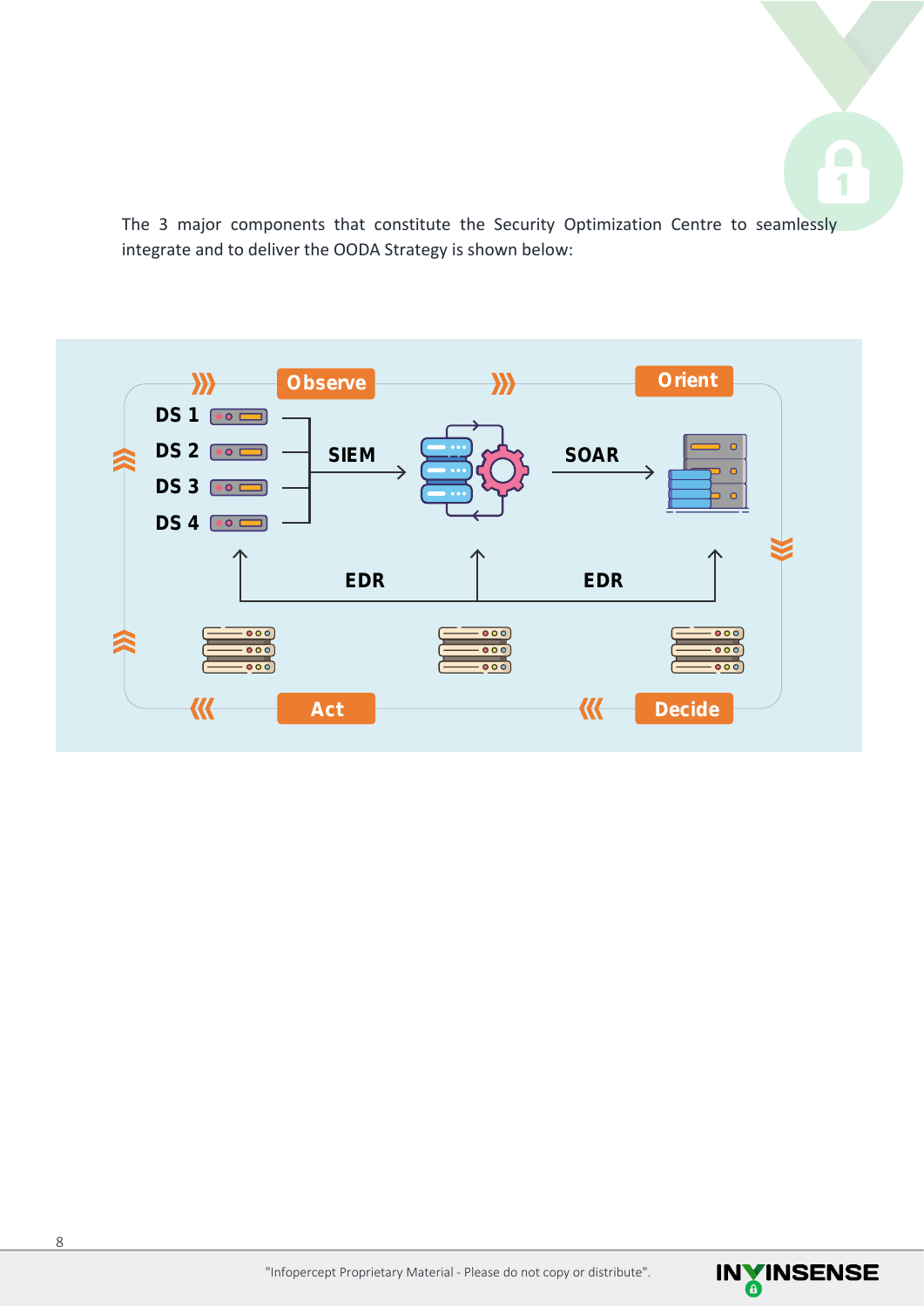The 3 major components that constitute the Security Optimization Centre to seamlessly integrate and to deliver the OODA Strategy is shown below:

Observe

Orient

DS 1

DS 2

DS 3

DS 4

SIEM

SOAR

EDR

EDR

Act

Decide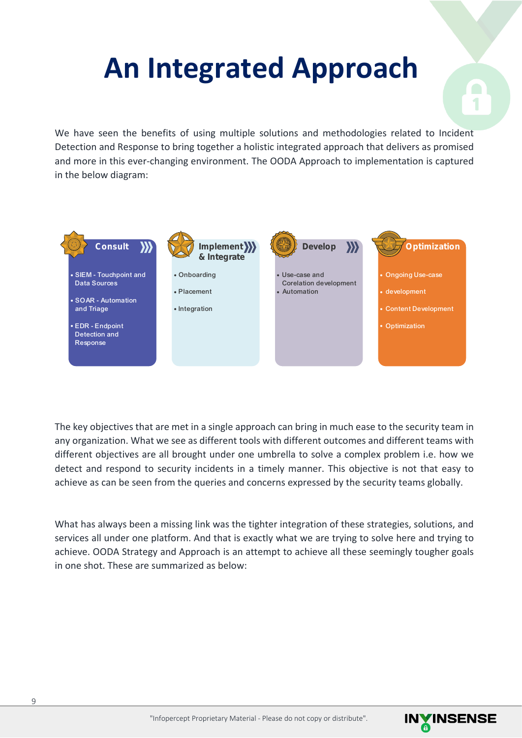# An Integrated Approach

We have seen the benefits of using multiple solutions and methodologies related to Incident Detection and Response to bring together a holistic integrated approach that delivers as promised and more in this ever-changing environment. The OODA Approach to implementation is captured in the below diagram:

**Consult**

- SIEM - Touchpoint and Data Sources
- SOAR - Automation and Triage
- EDR - Endpoint Detection and Response

**Implement & Integrate**

- Onboarding
- Placement
- Integration

**Develop**

- Use-case and Corelation development
- Automation

**Optimization**

- Ongoing Use-case
- development
- Content Development
- Optimization

The key objectives that are met in a single approach can bring in much ease to the security team in any organization. What we see as different tools with different outcomes and different teams with different objectives are all brought under one umbrella to solve a complex problem i.e. how we detect and respond to security incidents in a timely manner. This objective is not that easy to achieve as can be seen from the queries and concerns expressed by the security teams globally.

What has always been a missing link was the tighter integration of these strategies, solutions, and services all under one platform. And that is exactly what we are trying to solve here and trying to achieve. OODA Strategy and Approach is an attempt to achieve all these seemingly tougher goals in one shot. These are summarized as below: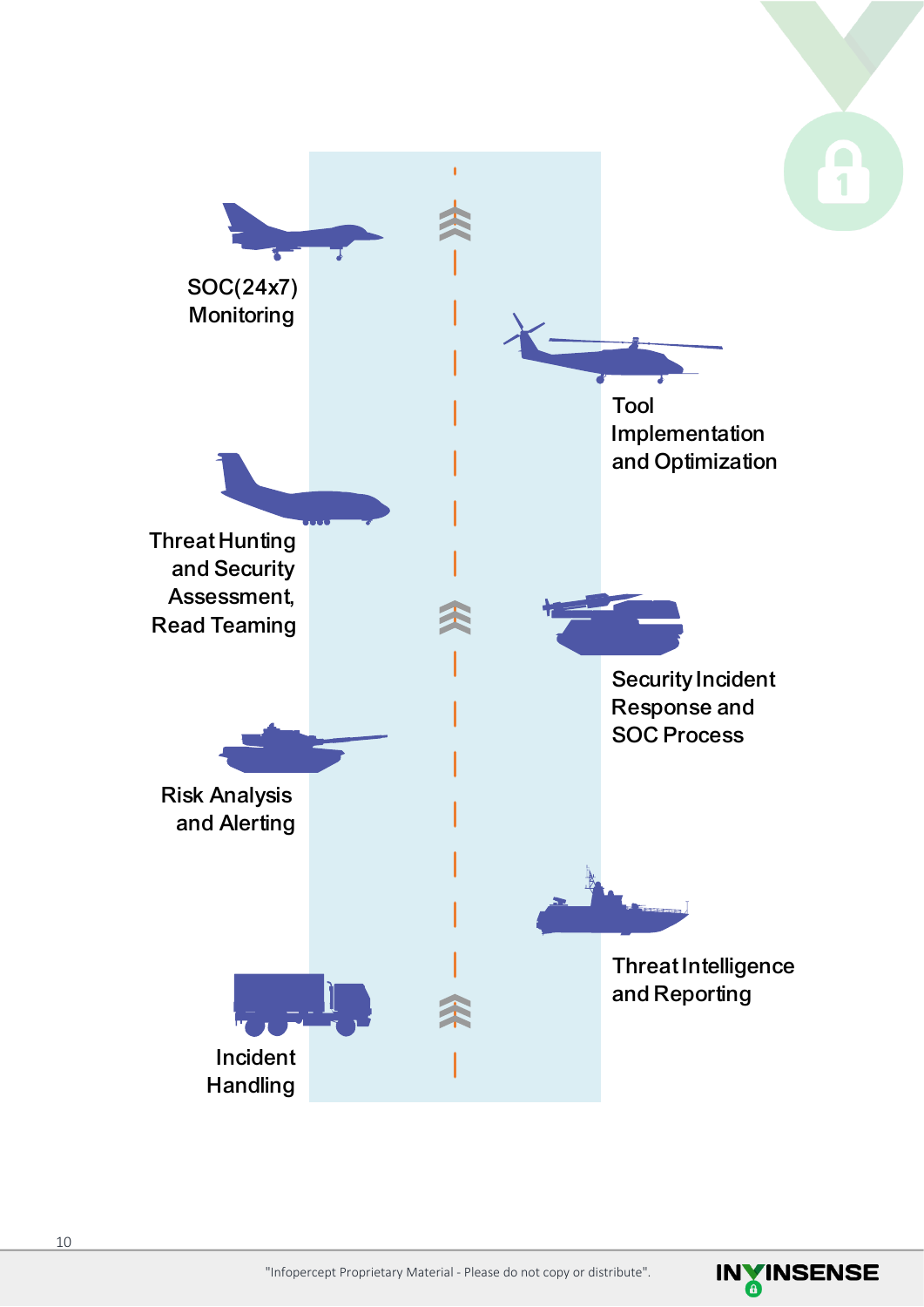SOC(24x7) Monitoring

Tool Implementation and Optimization

Threat Hunting and Security Assessment, Read Teaming

Security Incident Response and SOC Process

Risk Analysis and Alerting

Threat Intelligence and Reporting

Incident Handling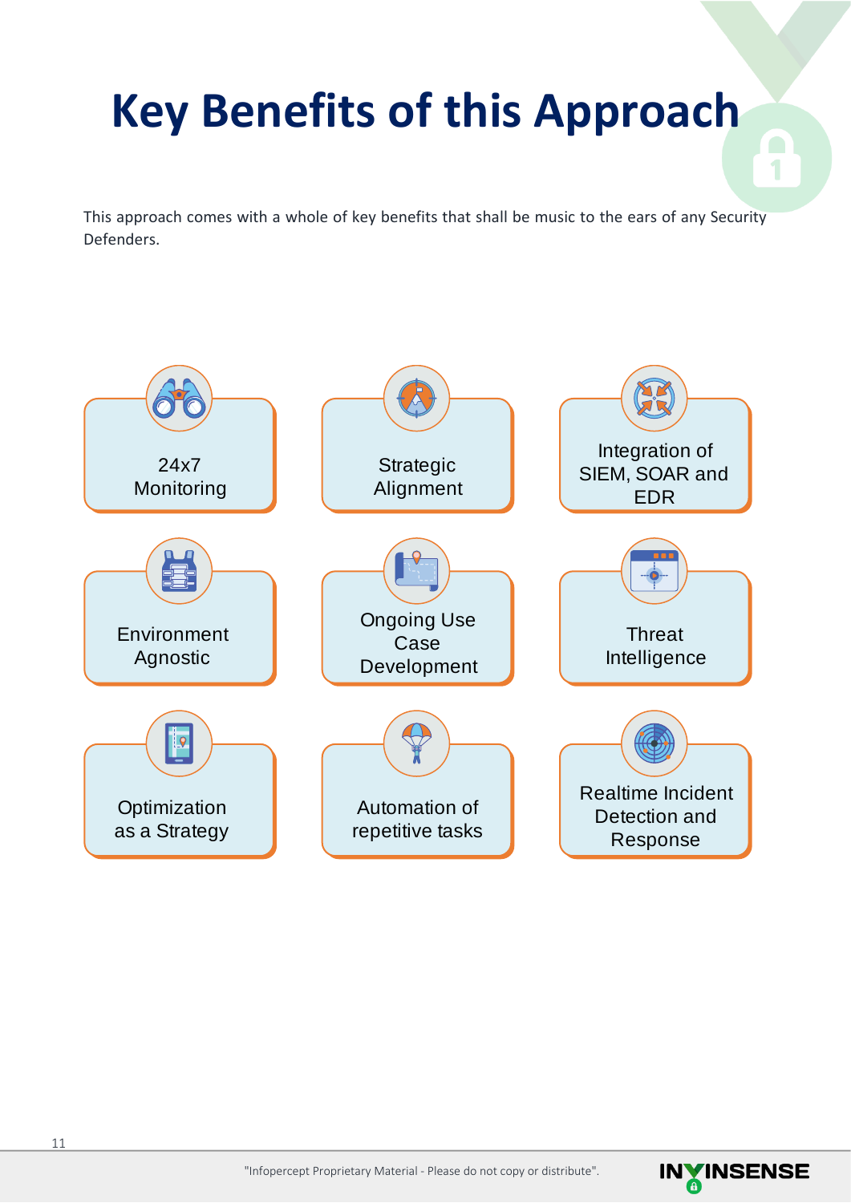# Key Benefits of this Approach

This approach comes with a whole of key benefits that shall be music to the ears of any Security Defenders.

- 24x7 Monitoring
- Strategic Alignment
- Integration of SIEM, SOAR and EDR
- Environment Agnostic
- Ongoing Use Case Development
- Threat Intelligence
- Optimization as a Strategy
- Automation of repetitive tasks
- Realtime Incident Detection and Response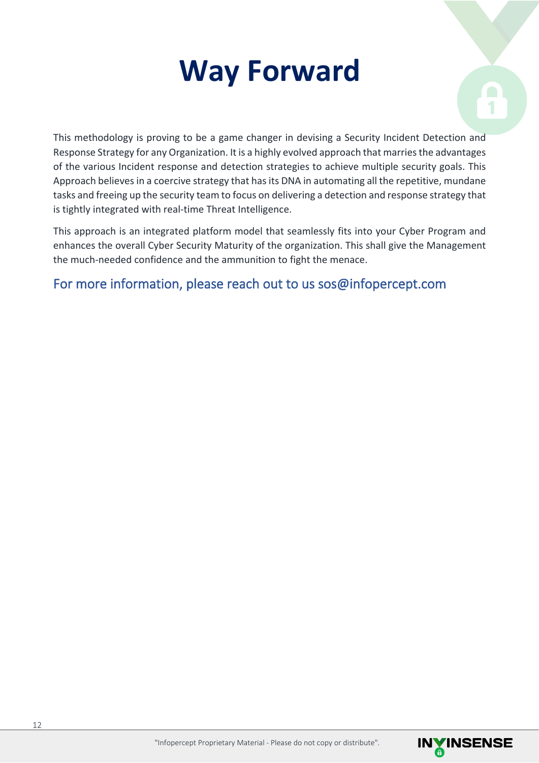# Way Forward

This methodology is proving to be a game changer in devising a Security Incident Detection and Response Strategy for any Organization. It is a highly evolved approach that marries the advantages of the various Incident response and detection strategies to achieve multiple security goals. This Approach believes in a coercive strategy that has its DNA in automating all the repetitive, mundane tasks and freeing up the security team to focus on delivering a detection and response strategy that is tightly integrated with real-time Threat Intelligence.

This approach is an integrated platform model that seamlessly fits into your Cyber Program and enhances the overall Cyber Security Maturity of the organization. This shall give the Management the much-needed confidence and the ammunition to fight the menace.

For more information, please reach out to us sos@infopercept.com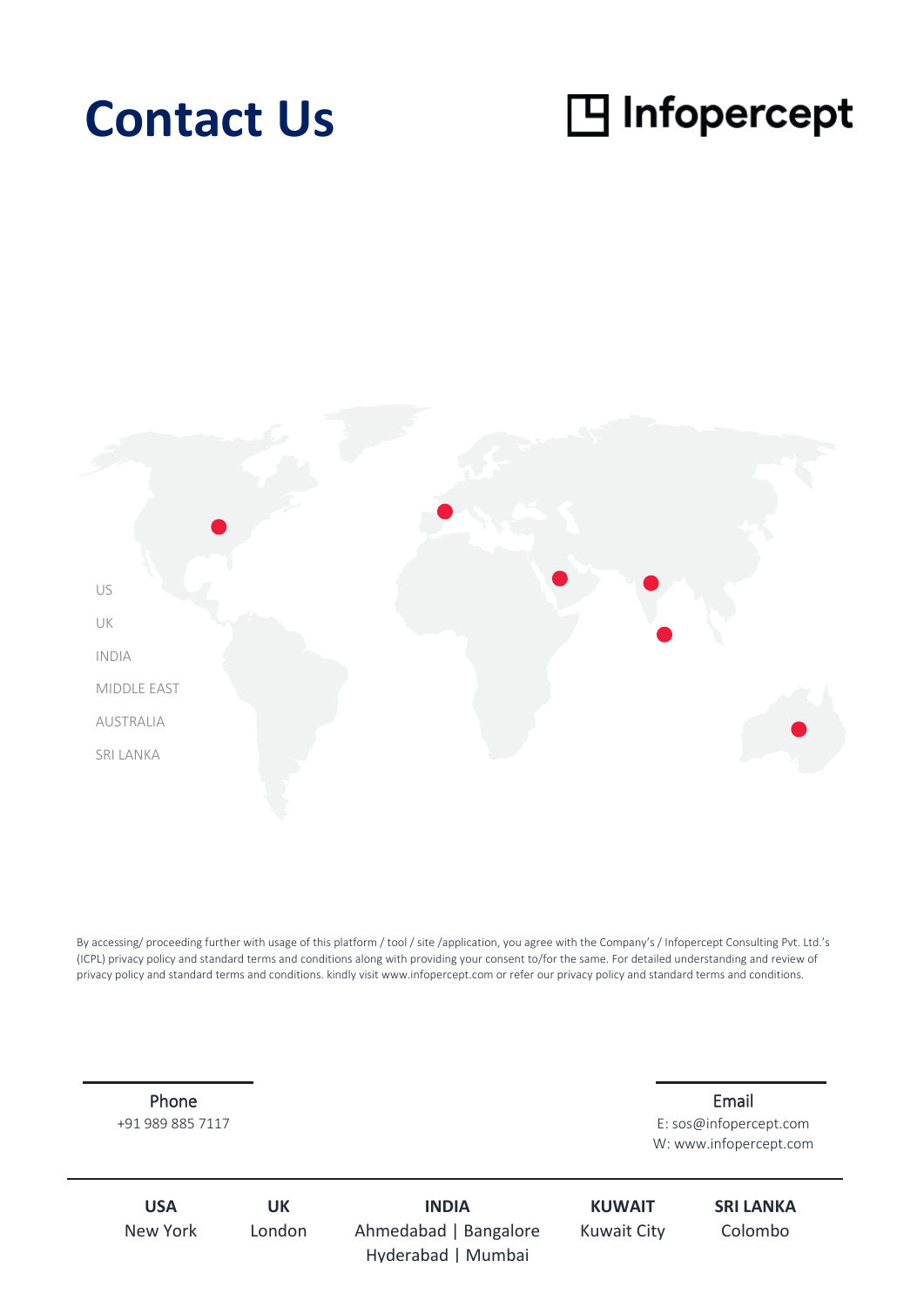# Contact Us

Infopercept

US

UK

INDIA

MIDDLE EAST

AUSTRALIA

SRI LANKA

By accessing/ proceeding further with usage of this platform / tool / site /application, you agree with the Company's / Infopercept Consulting Pvt. Ltd.'s (ICPL) privacy policy and standard terms and conditions along with providing your consent to/for the same. For detailed understanding and review of privacy policy and standard terms and conditions. kindly visit www.infopercept.com or refer our privacy policy and standard terms and conditions.

**Phone**
+91 989 885 7117

**Email**
E: sos@infopercept.com
W: www.infopercept.com

| USA | UK | INDIA | KUWAIT | SRI LANKA |
| --- | --- | --- | --- | --- |
| New York | London | Ahmedabad \| Bangalore Hyderabad \| Mumbai | Kuwait City | Colombo |